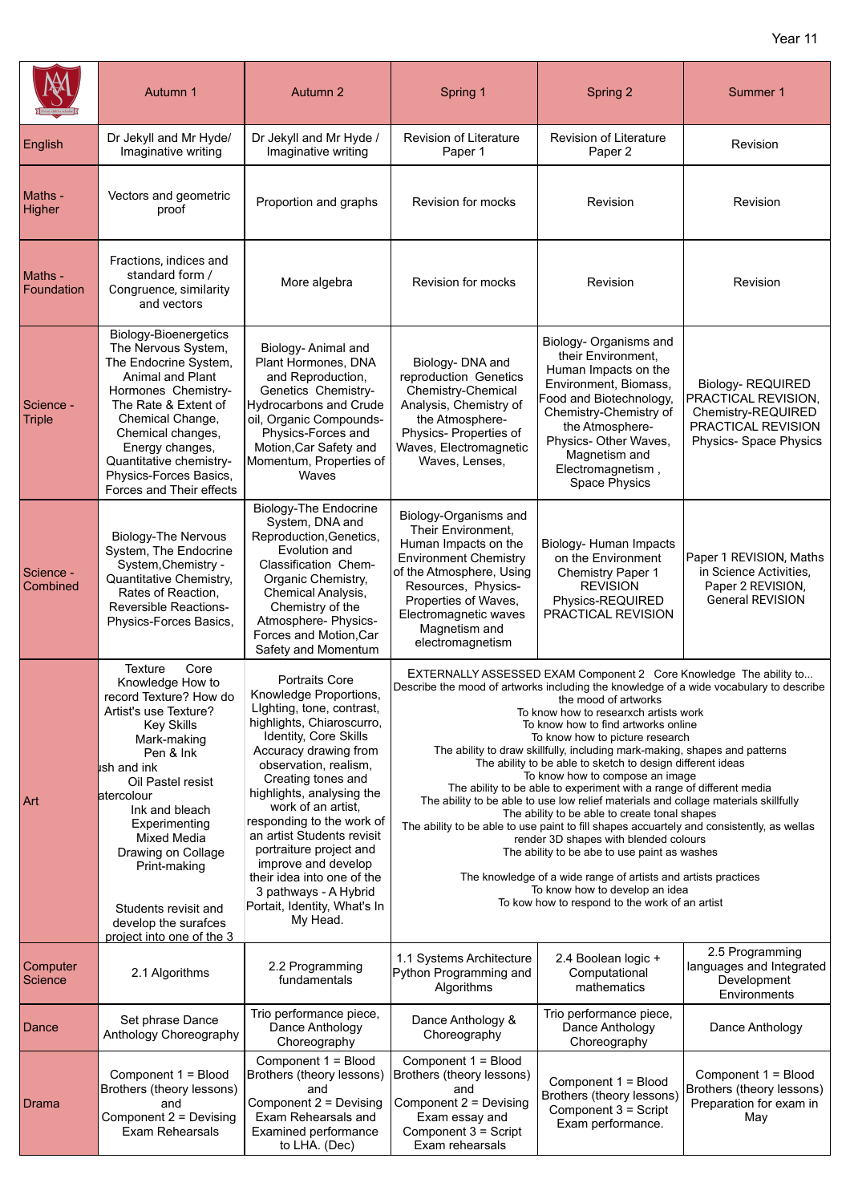Year 11

| | Autumn 1 | Autumn 2 | Spring 1 | Spring 2 | Summer 1 |
|---|---|---|---|---|---|
| English | Dr Jekyll and Mr Hyde/ Imaginative writing | Dr Jekyll and Mr Hyde / Imaginative writing | Revision of Literature Paper 1 | Revision of Literature Paper 2 | Revision |
| Maths - Higher | Vectors and geometric proof | Proportion and graphs | Revision for mocks | Revision | Revision |
| Maths - Foundation | Fractions, indices and standard form / Congruence, similarity and vectors | More algebra | Revision for mocks | Revision | Revision |
| Science - Triple | Biology-Bioenergetics The Nervous System, The Endocrine System, Animal and Plant Hormones Chemistry-The Rate & Extent of Chemical Change, Chemical changes, Energy changes, Quantitative chemistry-Physics-Forces Basics, Forces and Their effects | Biology- Animal and Plant Hormones, DNA and Reproduction, Genetics Chemistry-Hydrocarbons and Crude oil, Organic Compounds-Physics-Forces and Motion,Car Safety and Momentum, Properties of Waves | Biology- DNA and reproduction Genetics Chemistry-Chemical Analysis, Chemistry of the Atmosphere-Physics- Properties of Waves, Electromagnetic Waves, Lenses, | Biology- Organisms and their Environment, Human Impacts on the Environment, Biomass, Food and Biotechnology, Chemistry-Chemistry of the Atmosphere-Physics- Other Waves, Magnetism and Electromagnetism , Space Physics | Biology- REQUIRED PRACTICAL REVISION, Chemistry-REQUIRED PRACTICAL REVISION Physics- Space Physics |
| Science - Combined | Biology-The Nervous System, The Endocrine System,Chemistry - Quantitative Chemistry, Rates of Reaction, Reversible Reactions-Physics-Forces Basics, | Biology-The Endocrine System, DNA and Reproduction,Genetics, Evolution and Classification Chem-Organic Chemistry, Chemical Analysis, Chemistry of the Atmosphere- Physics-Forces and Motion,Car Safety and Momentum | Biology-Organisms and Their Environment, Human Impacts on the Environment Chemistry of the Atmosphere, Using Resources, Physics-Properties of Waves, Electromagnetic waves Magnetism and electromagnetism | Biology- Human Impacts on the Environment Chemistry Paper 1 REVISION Physics-REQUIRED PRACTICAL REVISION | Paper 1 REVISION, Maths in Science Activities, Paper 2 REVISION, General REVISION |
| Art | Texture Core Knowledge How to record Texture? How do Artist's use Texture? Key Skills Mark-making Pen & Ink ısh and ink Oil Pastel resist atercolour Ink and bleach Experimenting Mixed Media Drawing on Collage Print-making Students revisit and develop the surafces project into one of the 3 | Portraits Core Knowledge Proportions, LIghting, tone, contrast, highlights, Chiaroscuro, Identity, Core Skills Accuracy drawing from observation, realism, Creating tones and highlights, analysing the work of an artist, responding to the work of an artist Students revisit portraiture project and improve and develop their idea into one of the 3 pathways - A Hybrid Portait, Identity, What's In My Head. | EXTERNALLY ASSESSED EXAM Component 2 Core Knowledge The ability to... Describe the mood of artworks including the knowledge of a wide vocabulary to describe the mood of artworks To know how to researxch artists work To know how to find artworks online To know how to picture research The ability to draw skillfully, including mark-making, shapes and patterns The ability to be able to sketch to design different ideas To know how to compose an image The ability to be able to experiment with a range of different media The ability to be able to use low relief materials and collage materials skillfully The ability to be able to create tonal shapes The ability to be able to use paint to fill shapes accuartedy and consistently, as wellas render 3D shapes with blended colours The ability to be abe to use paint as washes The knowledge of a wide range of artists and artists practices To know how to develop an idea To kow how to respond to the work of an artist | | |
| Computer Science | 2.1 Algorithms | 2.2 Programming fundamentals | 1.1 Systems Architecture Python Programming and Algorithms | 2.4 Boolean logic + Computational mathematics | 2.5 Programming languages and Integrated Development Environments |
| Dance | Set phrase Dance Anthology Choreography | Trio performance piece, Dance Anthology Choreography | Dance Anthology & Choreography | Trio performance piece, Dance Anthology Choreography | Dance Anthology |
| Drama | Component 1 = Blood Brothers (theory lessons) and Component 2 = Devising Exam Rehearsals | Component 1 = Blood Brothers (theory lessons) and Component 2 = Devising Exam Rehearsals and Examined performance to LHA. (Dec) | Component 1 = Blood Brothers (theory lessons) and Component 2 = Devising Exam essay and Component 3 = Script Exam rehearsals | Component 1 = Blood Brothers (theory lessons) Component 3 = Script Exam performance. | Component 1 = Blood Brothers (theory lessons) Preparation for exam in May |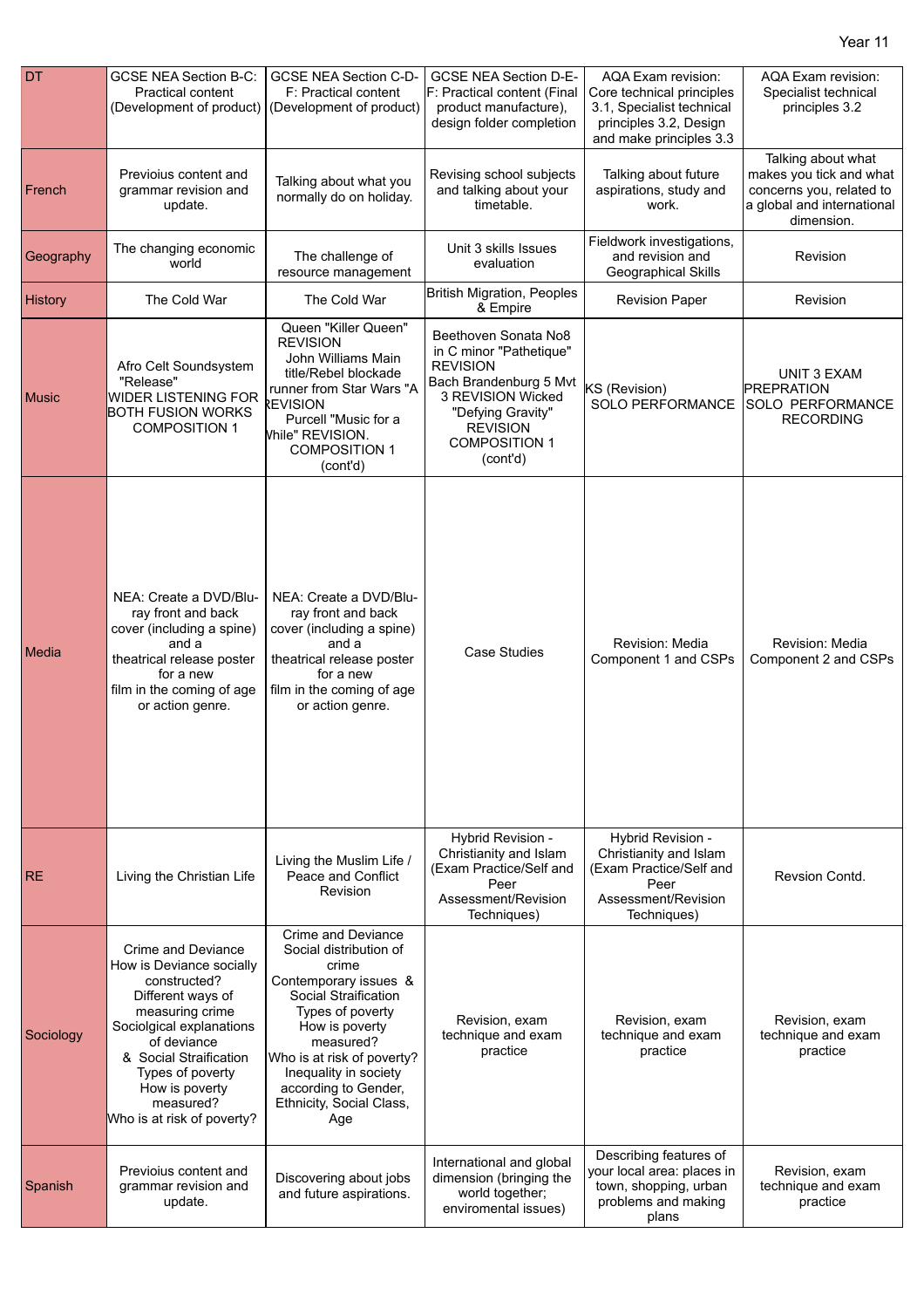Year 11

| DT | GCSE NEA Section B-C: Practical content (Development of product) | GCSE NEA Section C-D-F: Practical content (Development of product) | GCSE NEA Section D-E-F: Practical content (Final product manufacture), design folder completion | AQA Exam revision: Core technical principles 3.1, Specialist technical principles 3.2, Design and make principles 3.3 | AQA Exam revision: Specialist technical principles 3.2 |
|---|---|---|---|---|---|
| French | Previoius content and grammar revision and update. | Talking about what you normally do on holiday. | Revising school subjects and talking about your timetable. | Talking about future aspirations, study and work. | Talking about what makes you tick and what concerns you, related to a global and international dimension. |
| Geography | The changing economic world | The challenge of resource management | Unit 3 skills Issues evaluation | Fieldwork investigations, and revision and Geographical Skills | Revision |
| History | The Cold War | The Cold War | British Migration, Peoples & Empire | Revision Paper | Revision |
| Music | Afro Celt Soundsystem "Release" WIDER LISTENING FOR BOTH FUSION WORKS COMPOSITION 1 | Queen "Killer Queen" REVISION John Williams Main title/Rebel blockade runner from Star Wars "A REVISION Purcell "Music for a While" REVISION. COMPOSITION 1 (cont'd) | Beethoven Sonata No8 in C minor "Pathetique" REVISION Bach Brandenburg 5 Mvt 3 REVISION Wicked "Defying Gravity" REVISION COMPOSITION 1 (cont'd) | KS (Revision) SOLO PERFORMANCE | UNIT 3 EXAM PREPRATION SOLO PERFORMANCE RECORDING |
| Media | NEA: Create a DVD/Blu-ray front and back cover (including a spine) and a theatrical release poster for a new film in the coming of age or action genre. | NEA: Create a DVD/Blu-ray front and back cover (including a spine) and a theatrical release poster for a new film in the coming of age or action genre. | Case Studies | Revision: Media Component 1 and CSPs | Revision: Media Component 2 and CSPs |
| RE | Living the Christian Life | Living the Muslim Life / Peace and Conflict Revision | Hybrid Revision - Christianity and Islam (Exam Practice/Self and Peer Assessment/Revision Techniques) | Hybrid Revision - Christianity and Islam (Exam Practice/Self and Peer Assessment/Revision Techniques) | Revsion Contd. |
| Sociology | Crime and Deviance How is Deviance socially constructed? Different ways of measuring crime Sociolgical explanations of deviance & Social Straification Types of poverty How is poverty measured? Who is at risk of poverty? | Crime and Deviance Social distribution of crime Contemporary issues & Social Stratification Types of poverty How is poverty measured? Who is at risk of poverty? Inequality in society according to Gender, Ethnicity, Social Class, Age | Revision, exam technique and exam practice | Revision, exam technique and exam practice | Revision, exam technique and exam practice |
| Spanish | Previoius content and grammar revision and update. | Discovering about jobs and future aspirations. | International and global dimension (bringing the world together; enviromental issues) | Describing features of your local area: places in town, shopping, urban problems and making plans | Revision, exam technique and exam practice |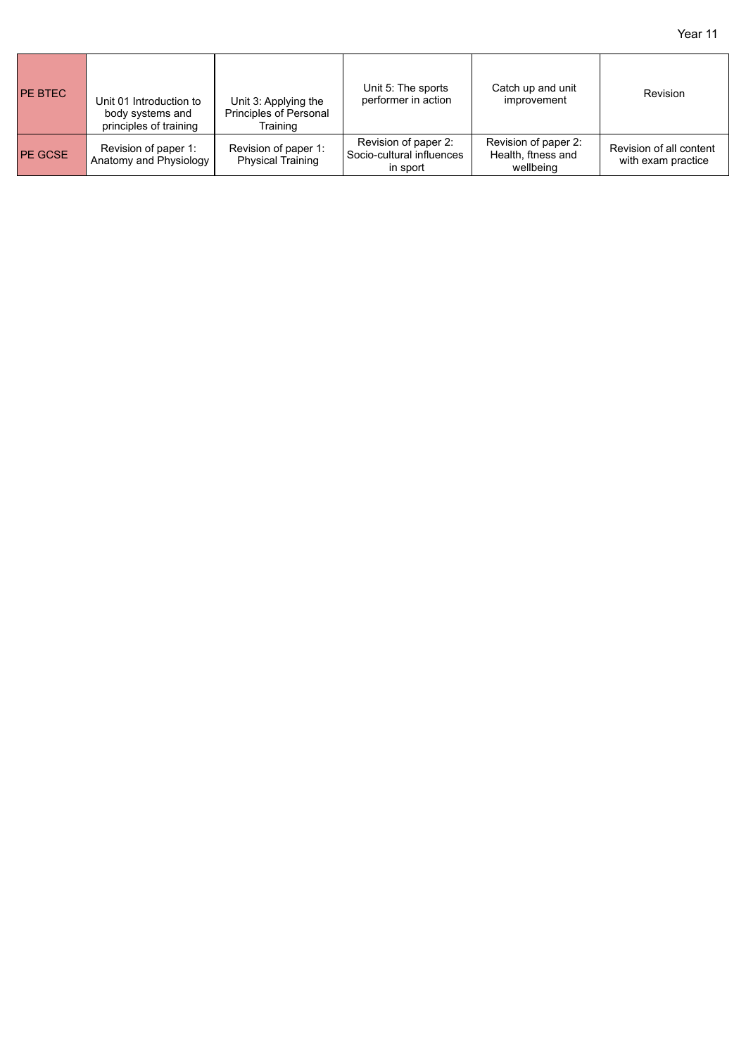Year 11

| | | | | | |
|---|---|---|---|---|---|
| PE BTEC | Unit 01 Introduction to body systems and principles of training | Unit 3: Applying the Principles of Personal Training | Unit 5: The sports performer in action | Catch up and unit improvement | Revision |
| PE GCSE | Revision of paper 1: Anatomy and Physiology | Revision of paper 1: Physical Training | Revision of paper 2: Socio-cultural influences in sport | Revision of paper 2: Health, ftness and wellbeing | Revision of all content with exam practice |